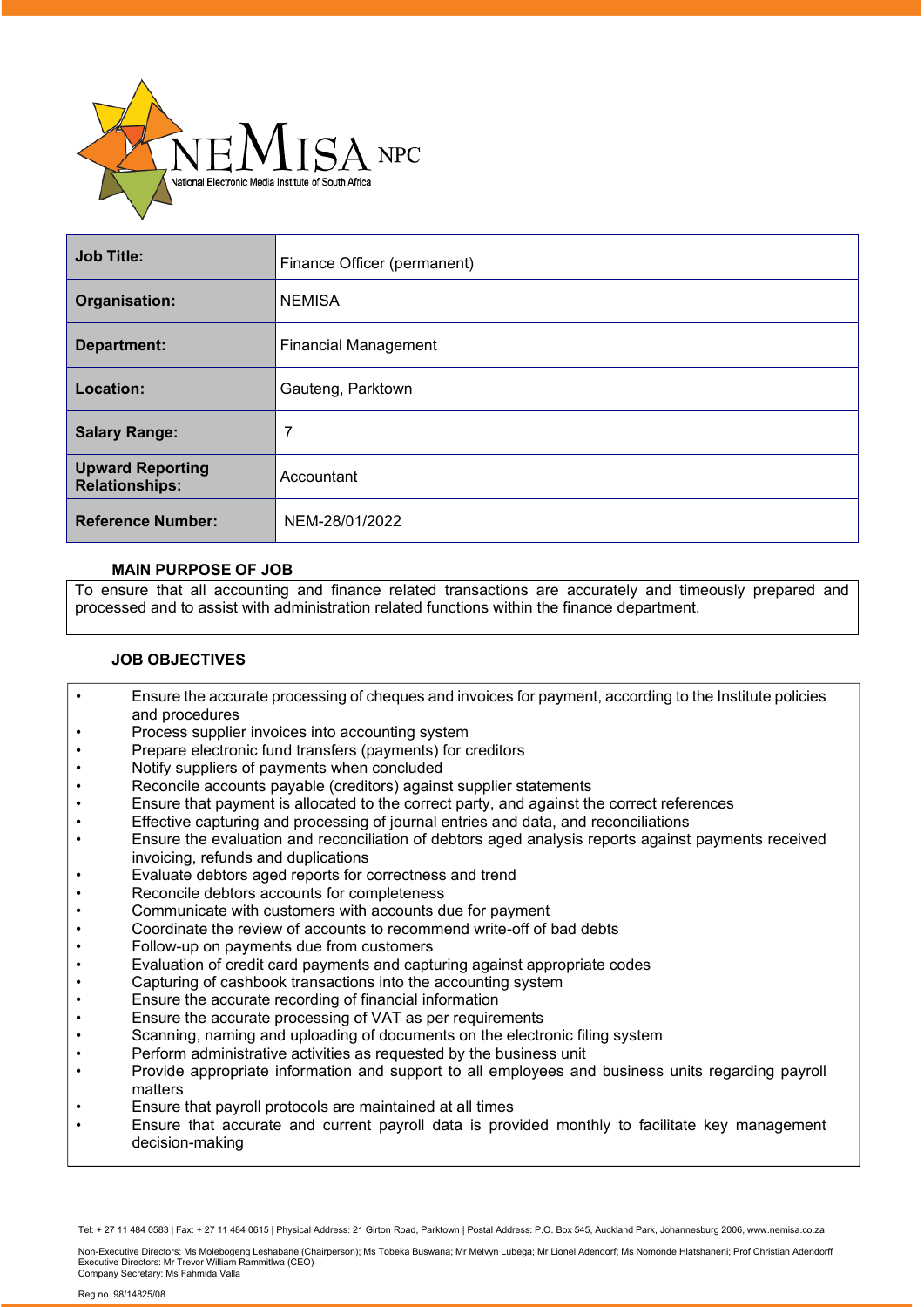NEMISA NPC
National Electronic Media Institute of South Africa

| Job Title: | Finance Officer (permanent) |
|---|---|
| Organisation: | NEMISA |
| Department: | Financial Management |
| Location: | Gauteng, Parktown |
| Salary Range: | 7 |
| Upward Reporting Relationships: | Accountant |
| Reference Number: | NEM-28/01/2022 |

## MAIN PURPOSE OF JOB

To ensure that all accounting and finance related transactions are accurately and timeously prepared and processed and to assist with administration related functions within the finance department.

## JOB OBJECTIVES

- Ensure the accurate processing of cheques and invoices for payment, according to the Institute policies and procedures
- Process supplier invoices into accounting system
- Prepare electronic fund transfers (payments) for creditors
- Notify suppliers of payments when concluded
- Reconcile accounts payable (creditors) against supplier statements
- Ensure that payment is allocated to the correct party, and against the correct references
- Effective capturing and processing of journal entries and data, and reconciliations
- Ensure the evaluation and reconciliation of debtors aged analysis reports against payments received invoicing, refunds and duplications
- Evaluate debtors aged reports for correctness and trend
- Reconcile debtors accounts for completeness
- Communicate with customers with accounts due for payment
- Coordinate the review of accounts to recommend write-off of bad debts
- Follow-up on payments due from customers
- Evaluation of credit card payments and capturing against appropriate codes
- Capturing of cashbook transactions into the accounting system
- Ensure the accurate recording of financial information
- Ensure the accurate processing of VAT as per requirements
- Scanning, naming and uploading of documents on the electronic filing system
- Perform administrative activities as requested by the business unit
- Provide appropriate information and support to all employees and business units regarding payroll matters
- Ensure that payroll protocols are maintained at all times
- Ensure that accurate and current payroll data is provided monthly to facilitate key management decision-making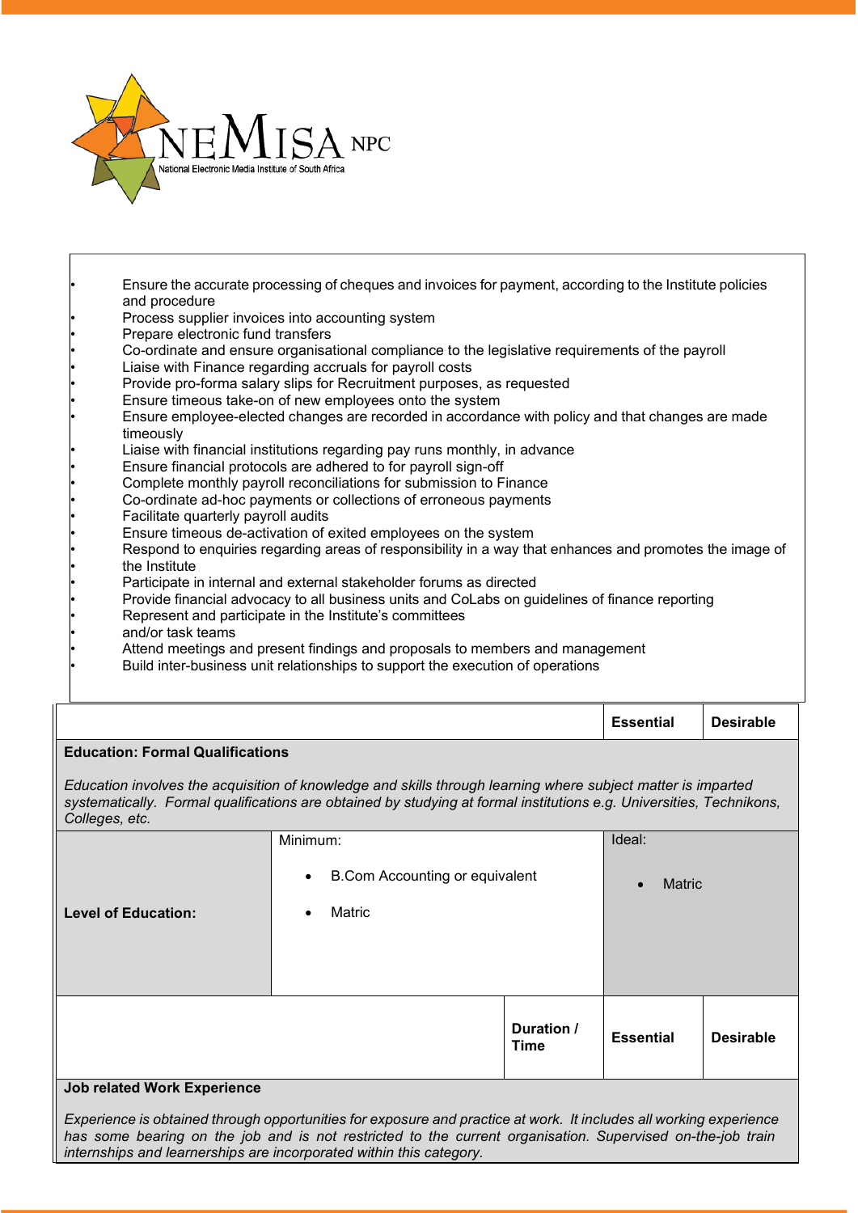- Ensure the accurate processing of cheques and invoices for payment, according to the Institute policies and procedure
- Process supplier invoices into accounting system
- Prepare electronic fund transfers
- Co-ordinate and ensure organisational compliance to the legislative requirements of the payroll
- Liaise with Finance regarding accruals for payroll costs
- Provide pro-forma salary slips for Recruitment purposes, as requested
- Ensure timeous take-on of new employees onto the system
- Ensure employee-elected changes are recorded in accordance with policy and that changes are made timeously
- Liaise with financial institutions regarding pay runs monthly, in advance
- Ensure financial protocols are adhered to for payroll sign-off
- Complete monthly payroll reconciliations for submission to Finance
- Co-ordinate ad-hoc payments or collections of erroneous payments
- Facilitate quarterly payroll audits
- Ensure timeous de-activation of exited employees on the system
- Respond to enquiries regarding areas of responsibility in a way that enhances and promotes the image of
- the Institute
- Participate in internal and external stakeholder forums as directed
- Provide financial advocacy to all business units and CoLabs on guidelines of finance reporting
- Represent and participate in the Institute's committees
- and/or task teams
- Attend meetings and present findings and proposals to members and management
- Build inter-business unit relationships to support the execution of operations

| | | Essential | Desirable |
|---|---|---|---|
| **Education: Formal Qualifications**<br><br>*Education involves the acquisition of knowledge and skills through learning where subject matter is imparted systematically. Formal qualifications are obtained by studying at formal institutions e.g. Universities, Technikons, Colleges, etc.* | | | |
| **Level of Education:** | Minimum:<br>• B.Com Accounting or equivalent<br>• Matric | Ideal:<br>• Matric | |

| | Duration / Time | Essential | Desirable |
|---|---|---|---|
| **Job related Work Experience**<br><br>*Experience is obtained through opportunities for exposure and practice at work. It includes all working experience has some bearing on the job and is not restricted to the current organisation. Supervised on-the-job train internships and learnerships are incorporated within this category.* | | | |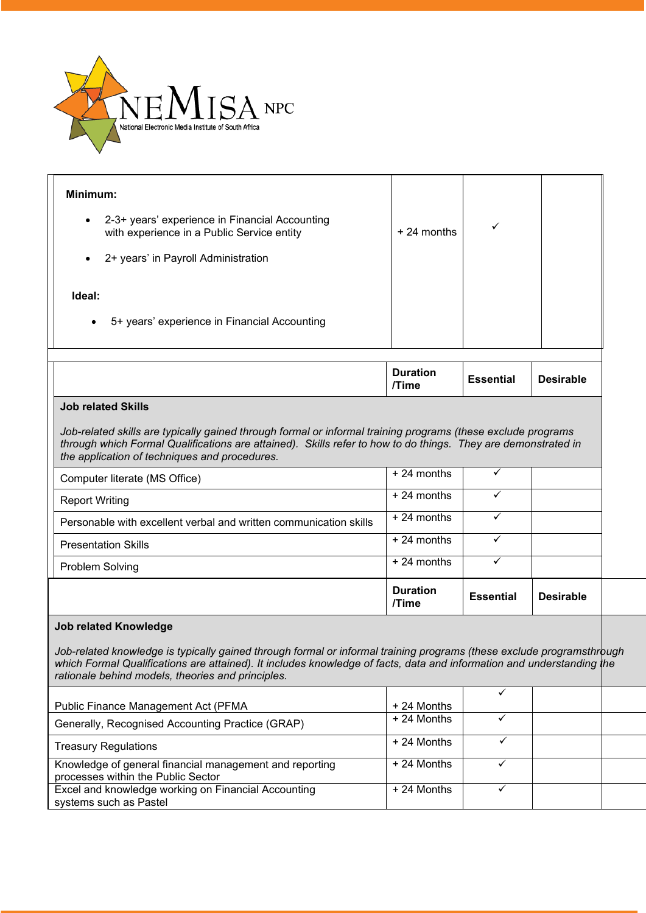| | | | |
|---|---|---|---|
| **Minimum:**<br><br>• 2-3+ years' experience in Financial Accounting with experience in a Public Service entity<br><br>• 2+ years' in Payroll Administration<br><br>**Ideal:**<br><br>• 5+ years' experience in Financial Accounting | + 24 months | ✓ | |

| | Duration /Time | Essential | Desirable |
|---|---|---|---|
| **Job related Skills**<br><br>*Job-related skills are typically gained through formal or informal training programs (these exclude programs through which Formal Qualifications are attained). Skills refer to how to do things. They are demonstrated in the application of techniques and procedures.* | | | |
| Computer literate (MS Office) | + 24 months | ✓ | |
| Report Writing | + 24 months | ✓ | |
| Personable with excellent verbal and written communication skills | + 24 months | ✓ | |
| Presentation Skills | + 24 months | ✓ | |
| Problem Solving | + 24 months | ✓ | |

| | Duration /Time | Essential | Desirable |
|---|---|---|---|
| **Job related Knowledge**<br><br>*Job-related knowledge is typically gained through formal or informal training programs (these exclude programsthrough which Formal Qualifications are attained). It includes knowledge of facts, data and information and understanding the rationale behind models, theories and principles.* | | | |
| Public Finance Management Act (PFMA | + 24 Months | ✓ | |
| Generally, Recognised Accounting Practice (GRAP) | + 24 Months | ✓ | |
| Treasury Regulations | + 24 Months | ✓ | |
| Knowledge of general financial management and reporting processes within the Public Sector | + 24 Months | ✓ | |
| Excel and knowledge working on Financial Accounting systems such as Pastel | + 24 Months | ✓ | |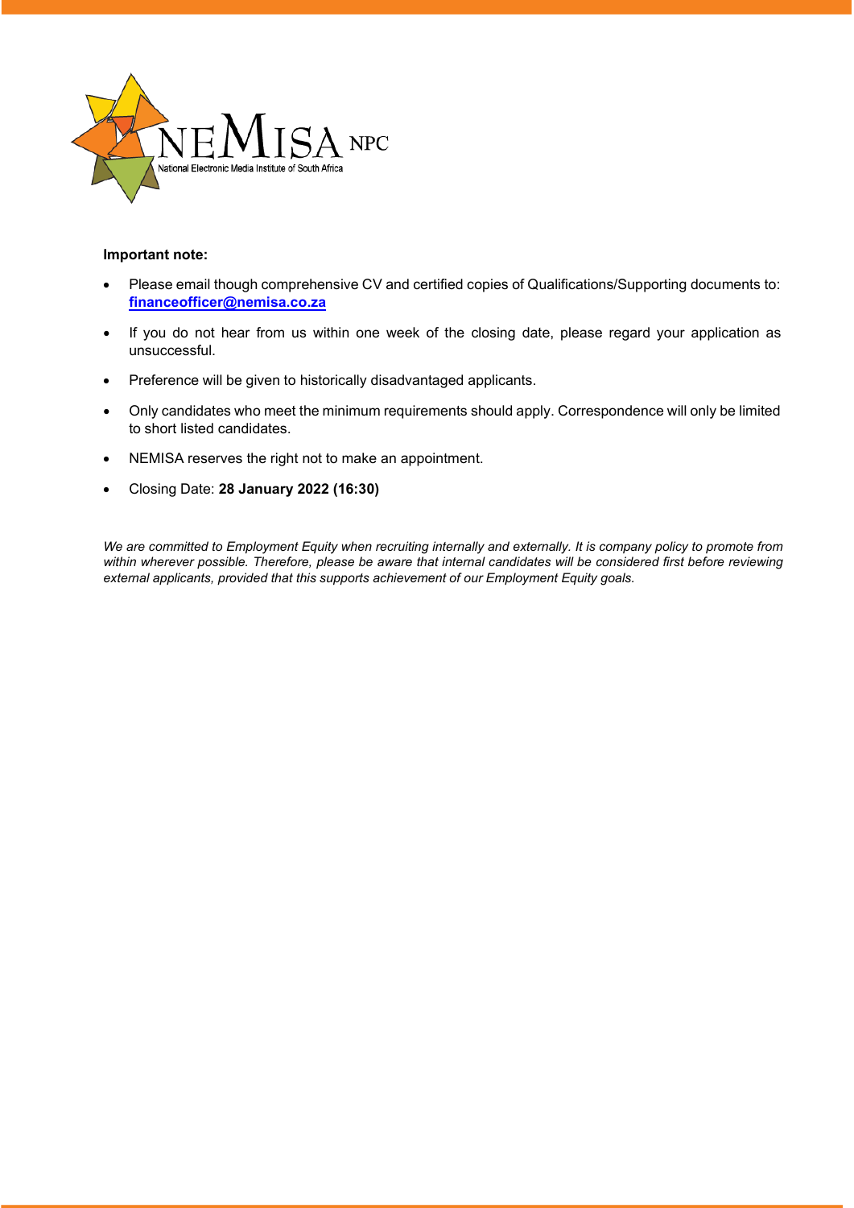**Important note:**

- Please email though comprehensive CV and certified copies of Qualifications/Supporting documents to: **financeofficer@nemisa.co.za**
- If you do not hear from us within one week of the closing date, please regard your application as unsuccessful.
- Preference will be given to historically disadvantaged applicants.
- Only candidates who meet the minimum requirements should apply. Correspondence will only be limited to short listed candidates.
- NEMISA reserves the right not to make an appointment.
- Closing Date: **28 January 2022 (16:30)**

*We are committed to Employment Equity when recruiting internally and externally. It is company policy to promote from within wherever possible. Therefore, please be aware that internal candidates will be considered first before reviewing external applicants, provided that this supports achievement of our Employment Equity goals.*